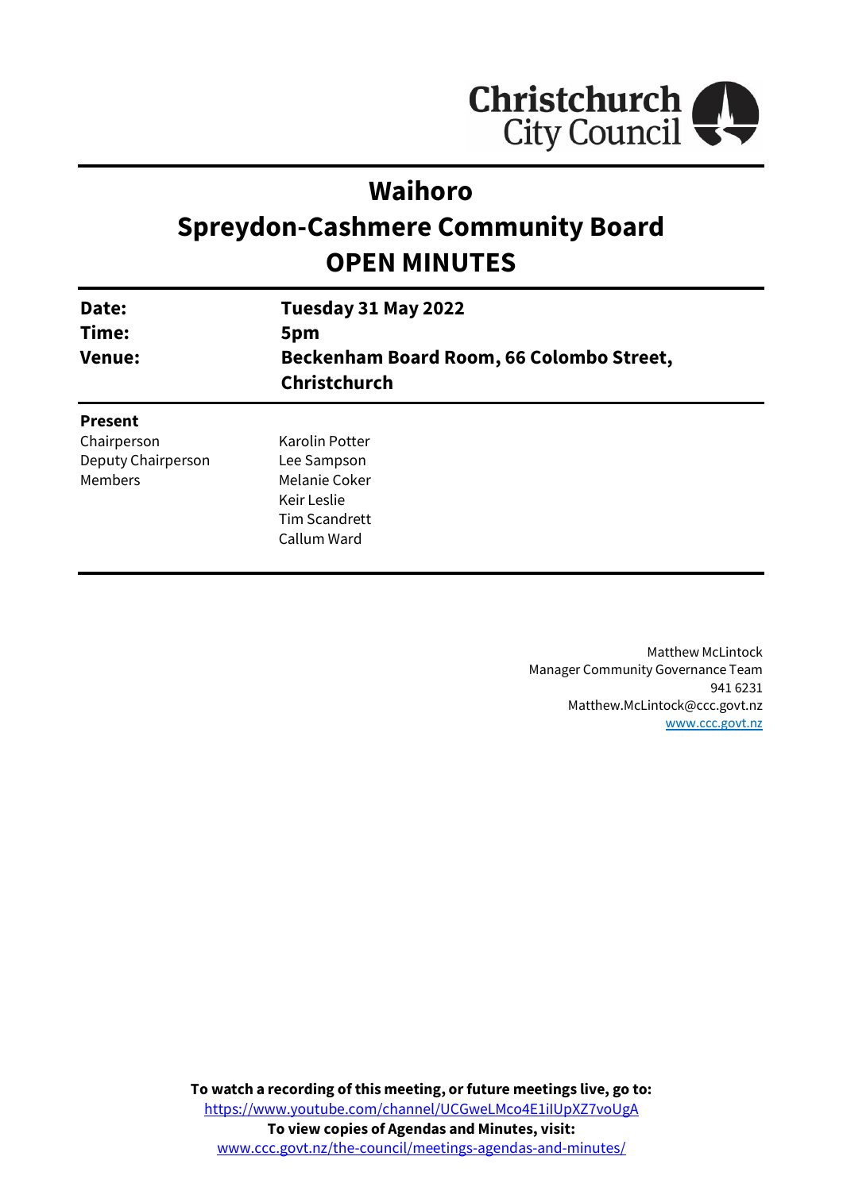Christchurch City Council

# Waihoro
# Spreydon-Cashmere Community Board
# OPEN MINUTES

| | |
|---|---|
| **Date:** | **Tuesday 31 May 2022** |
| **Time:** | **5pm** |
| **Venue:** | **Beckenham Board Room, 66 Colombo Street, Christchurch** |

**Present**

| | |
|---|---|
| Chairperson | Karolin Potter |
| Deputy Chairperson | Lee Sampson |
| Members | Melanie Coker |
| | Keir Leslie |
| | Tim Scandrett |
| | Callum Ward |

Matthew McLintock
Manager Community Governance Team
941 6231
Matthew.McLintock@ccc.govt.nz
www.ccc.govt.nz

**To watch a recording of this meeting, or future meetings live, go to:**
https://www.youtube.com/channel/UCGweLMco4E1iIUpXZ7voUgA
**To view copies of Agendas and Minutes, visit:**
www.ccc.govt.nz/the-council/meetings-agendas-and-minutes/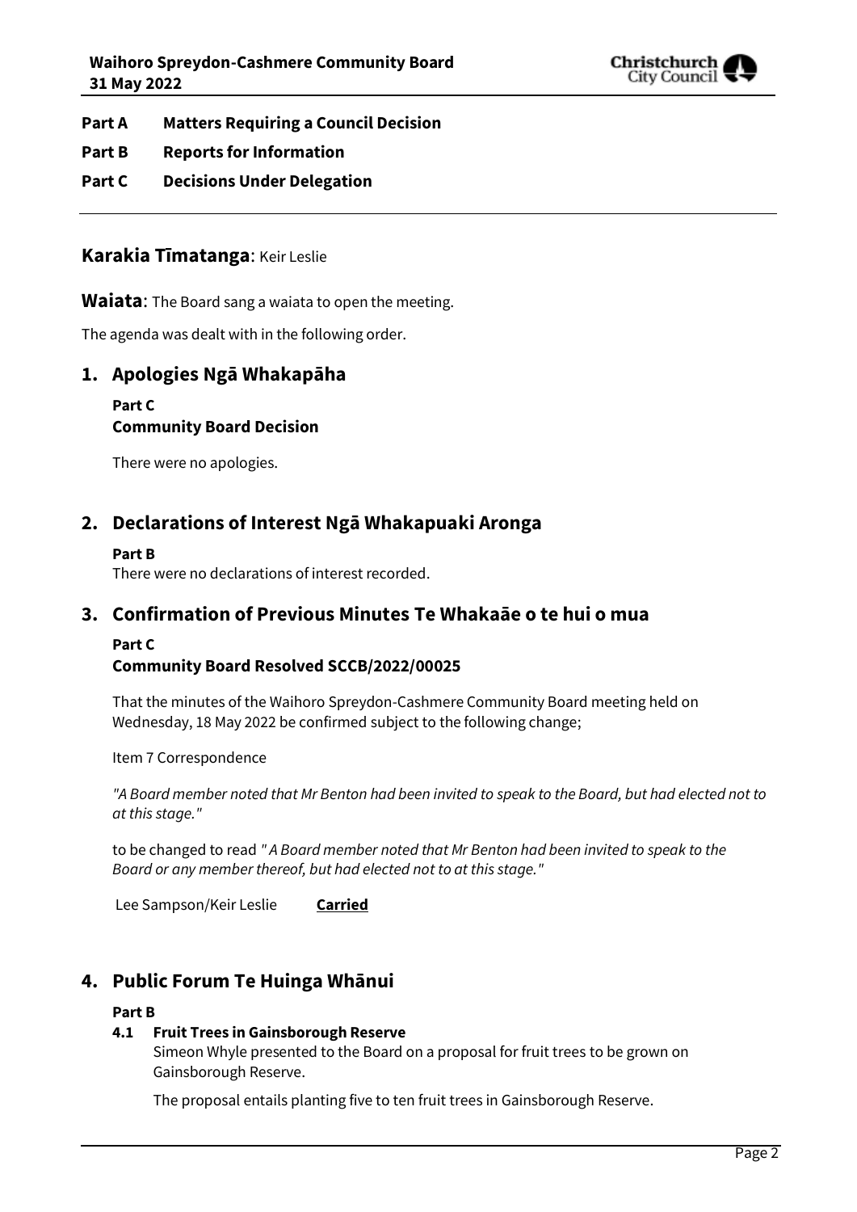**Part A Matters Requiring a Council Decision**

**Part B Reports for Information**

**Part C Decisions Under Delegation**

---

## Karakia Tīmatanga: Keir Leslie

**Waiata**: The Board sang a waiata to open the meeting.

The agenda was dealt with in the following order.

## 1. Apologies Ngā Whakapāha

**Part C**
**Community Board Decision**

There were no apologies.

## 2. Declarations of Interest Ngā Whakapuaki Aronga

**Part B**
There were no declarations of interest recorded.

## 3. Confirmation of Previous Minutes Te Whakaāe o te hui o mua

**Part C**
**Community Board Resolved SCCB/2022/00025**

That the minutes of the Waihoro Spreydon-Cashmere Community Board meeting held on Wednesday, 18 May 2022 be confirmed subject to the following change;

Item 7 Correspondence

*"A Board member noted that Mr Benton had been invited to speak to the Board, but had elected not to at this stage."*

to be changed to read *" A Board member noted that Mr Benton had been invited to speak to the Board or any member thereof, but had elected not to at this stage."*

Lee Sampson/Keir Leslie **Carried**

## 4. Public Forum Te Huinga Whānui

**Part B**

### 4.1 Fruit Trees in Gainsborough Reserve

Simeon Whyle presented to the Board on a proposal for fruit trees to be grown on Gainsborough Reserve.

The proposal entails planting five to ten fruit trees in Gainsborough Reserve.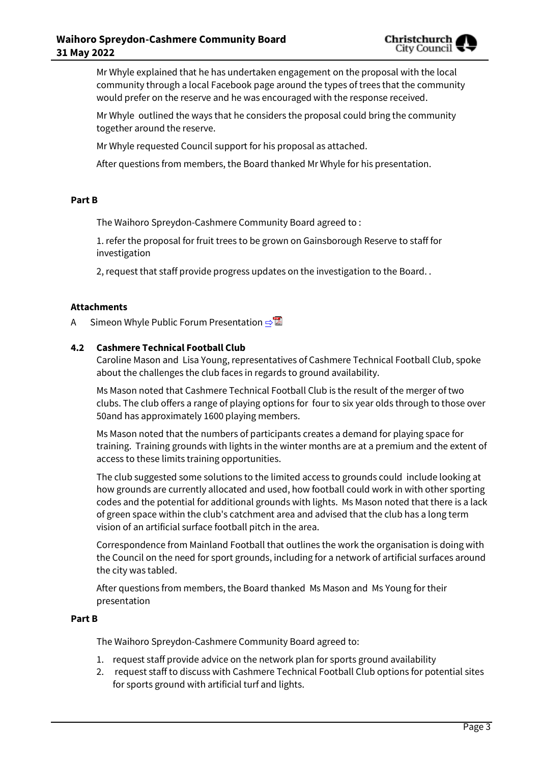Mr Whyle explained that he has undertaken engagement on the proposal with the local community through a local Facebook page around the types of trees that the community would prefer on the reserve and he was encouraged with the response received.

Mr Whyle outlined the ways that he considers the proposal could bring the community together around the reserve.

Mr Whyle requested Council support for his proposal as attached.

After questions from members, the Board thanked Mr Whyle for his presentation.

**Part B**

The Waihoro Spreydon-Cashmere Community Board agreed to :

1. refer the proposal for fruit trees to be grown on Gainsborough Reserve to staff for investigation

2, request that staff provide progress updates on the investigation to the Board. .

**Attachments**

A Simeon Whyle Public Forum Presentation ⇨

**4.2 Cashmere Technical Football Club**

Caroline Mason and Lisa Young, representatives of Cashmere Technical Football Club, spoke about the challenges the club faces in regards to ground availability.

Ms Mason noted that Cashmere Technical Football Club is the result of the merger of two clubs. The club offers a range of playing options for four to six year olds through to those over 50and has approximately 1600 playing members.

Ms Mason noted that the numbers of participants creates a demand for playing space for training. Training grounds with lights in the winter months are at a premium and the extent of access to these limits training opportunities.

The club suggested some solutions to the limited access to grounds could include looking at how grounds are currently allocated and used, how football could work in with other sporting codes and the potential for additional grounds with lights. Ms Mason noted that there is a lack of green space within the club's catchment area and advised that the club has a long term vision of an artificial surface football pitch in the area.

Correspondence from Mainland Football that outlines the work the organisation is doing with the Council on the need for sport grounds, including for a network of artificial surfaces around the city was tabled.

After questions from members, the Board thanked Ms Mason and Ms Young for their presentation

**Part B**

The Waihoro Spreydon-Cashmere Community Board agreed to:

1. request staff provide advice on the network plan for sports ground availability
2. request staff to discuss with Cashmere Technical Football Club options for potential sites for sports ground with artificial turf and lights.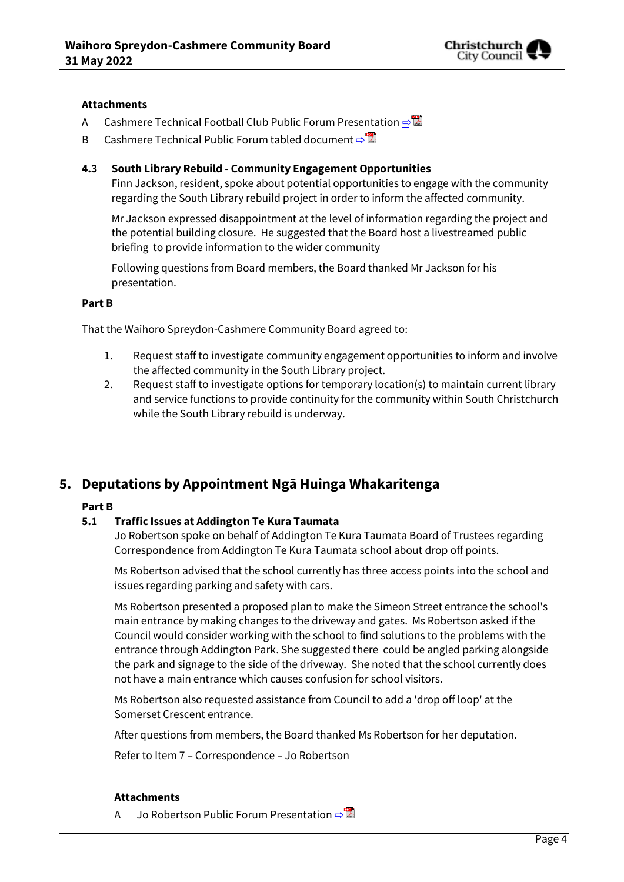**Attachments**

A Cashmere Technical Football Club Public Forum Presentation ⇨

B Cashmere Technical Public Forum tabled document ⇨

**4.3 South Library Rebuild - Community Engagement Opportunities**

Finn Jackson, resident, spoke about potential opportunities to engage with the community regarding the South Library rebuild project in order to inform the affected community.

Mr Jackson expressed disappointment at the level of information regarding the project and the potential building closure. He suggested that the Board host a livestreamed public briefing to provide information to the wider community

Following questions from Board members, the Board thanked Mr Jackson for his presentation.

**Part B**

That the Waihoro Spreydon-Cashmere Community Board agreed to:

1. Request staff to investigate community engagement opportunities to inform and involve the affected community in the South Library project.
2. Request staff to investigate options for temporary location(s) to maintain current library and service functions to provide continuity for the community within South Christchurch while the South Library rebuild is underway.

## 5. Deputations by Appointment Ngā Huinga Whakaritenga

**Part B**

**5.1 Traffic Issues at Addington Te Kura Taumata**

Jo Robertson spoke on behalf of Addington Te Kura Taumata Board of Trustees regarding Correspondence from Addington Te Kura Taumata school about drop off points.

Ms Robertson advised that the school currently has three access points into the school and issues regarding parking and safety with cars.

Ms Robertson presented a proposed plan to make the Simeon Street entrance the school's main entrance by making changes to the driveway and gates. Ms Robertson asked if the Council would consider working with the school to find solutions to the problems with the entrance through Addington Park. She suggested there could be angled parking alongside the park and signage to the side of the driveway. She noted that the school currently does not have a main entrance which causes confusion for school visitors.

Ms Robertson also requested assistance from Council to add a 'drop off loop' at the Somerset Crescent entrance.

After questions from members, the Board thanked Ms Robertson for her deputation.

Refer to Item 7 – Correspondence – Jo Robertson

**Attachments**

A Jo Robertson Public Forum Presentation ⇨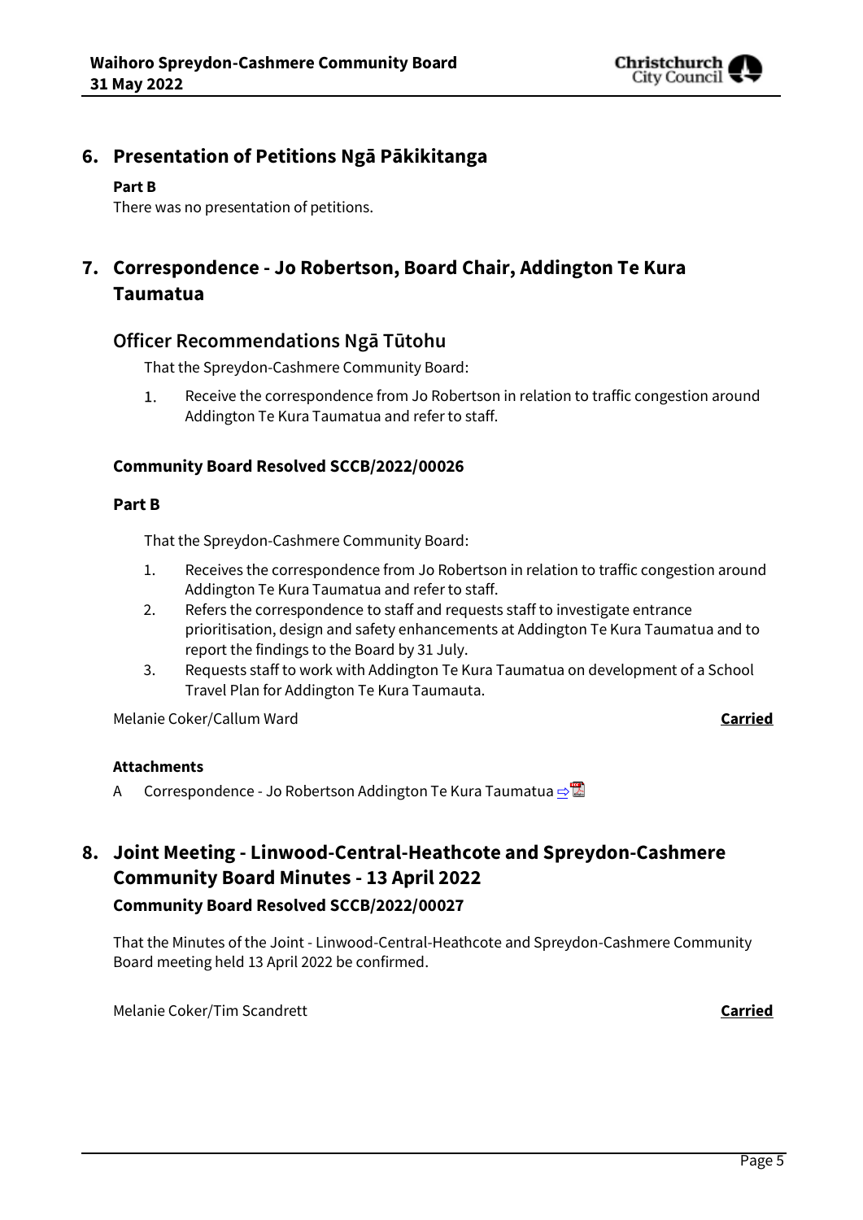## 6. Presentation of Petitions Ngā Pākikitanga

**Part B**

There was no presentation of petitions.

## 7. Correspondence - Jo Robertson, Board Chair, Addington Te Kura Taumatua

### Officer Recommendations Ngā Tūtohu

That the Spreydon-Cashmere Community Board:

1. Receive the correspondence from Jo Robertson in relation to traffic congestion around Addington Te Kura Taumatua and refer to staff.

**Community Board Resolved SCCB/2022/00026**

**Part B**

That the Spreydon-Cashmere Community Board:

1. Receives the correspondence from Jo Robertson in relation to traffic congestion around Addington Te Kura Taumatua and refer to staff.
2. Refers the correspondence to staff and requests staff to investigate entrance prioritisation, design and safety enhancements at Addington Te Kura Taumatua and to report the findings to the Board by 31 July.
3. Requests staff to work with Addington Te Kura Taumatua on development of a School Travel Plan for Addington Te Kura Taumauta.

Melanie Coker/Callum Ward **Carried**

**Attachments**

A Correspondence - Jo Robertson Addington Te Kura Taumatua

## 8. Joint Meeting - Linwood-Central-Heathcote and Spreydon-Cashmere Community Board Minutes - 13 April 2022

**Community Board Resolved SCCB/2022/00027**

That the Minutes of the Joint - Linwood-Central-Heathcote and Spreydon-Cashmere Community Board meeting held 13 April 2022 be confirmed.

Melanie Coker/Tim Scandrett **Carried**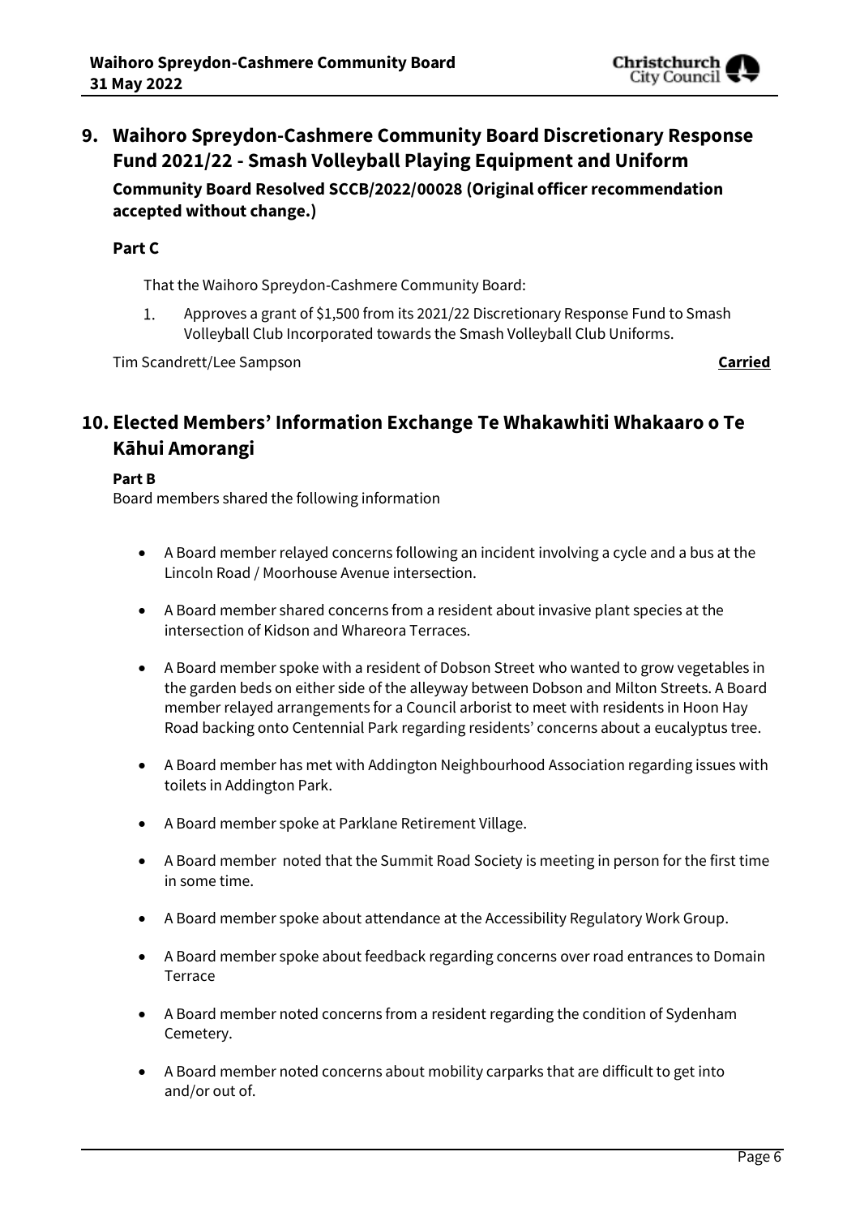## 9. Waihoro Spreydon-Cashmere Community Board Discretionary Response Fund 2021/22 - Smash Volleyball Playing Equipment and Uniform

**Community Board Resolved SCCB/2022/00028 (Original officer recommendation accepted without change.)**

**Part C**

That the Waihoro Spreydon-Cashmere Community Board:

1. Approves a grant of $1,500 from its 2021/22 Discretionary Response Fund to Smash Volleyball Club Incorporated towards the Smash Volleyball Club Uniforms.

Tim Scandrett/Lee Sampson **Carried**

## 10. Elected Members' Information Exchange Te Whakawhiti Whakaaro o Te Kāhui Amorangi

**Part B**

Board members shared the following information

- A Board member relayed concerns following an incident involving a cycle and a bus at the Lincoln Road / Moorhouse Avenue intersection.
- A Board member shared concerns from a resident about invasive plant species at the intersection of Kidson and Whareora Terraces.
- A Board member spoke with a resident of Dobson Street who wanted to grow vegetables in the garden beds on either side of the alleyway between Dobson and Milton Streets. A Board member relayed arrangements for a Council arborist to meet with residents in Hoon Hay Road backing onto Centennial Park regarding residents' concerns about a eucalyptus tree.
- A Board member has met with Addington Neighbourhood Association regarding issues with toilets in Addington Park.
- A Board member spoke at Parklane Retirement Village.
- A Board member noted that the Summit Road Society is meeting in person for the first time in some time.
- A Board member spoke about attendance at the Accessibility Regulatory Work Group.
- A Board member spoke about feedback regarding concerns over road entrances to Domain Terrace
- A Board member noted concerns from a resident regarding the condition of Sydenham Cemetery.
- A Board member noted concerns about mobility carparks that are difficult to get into and/or out of.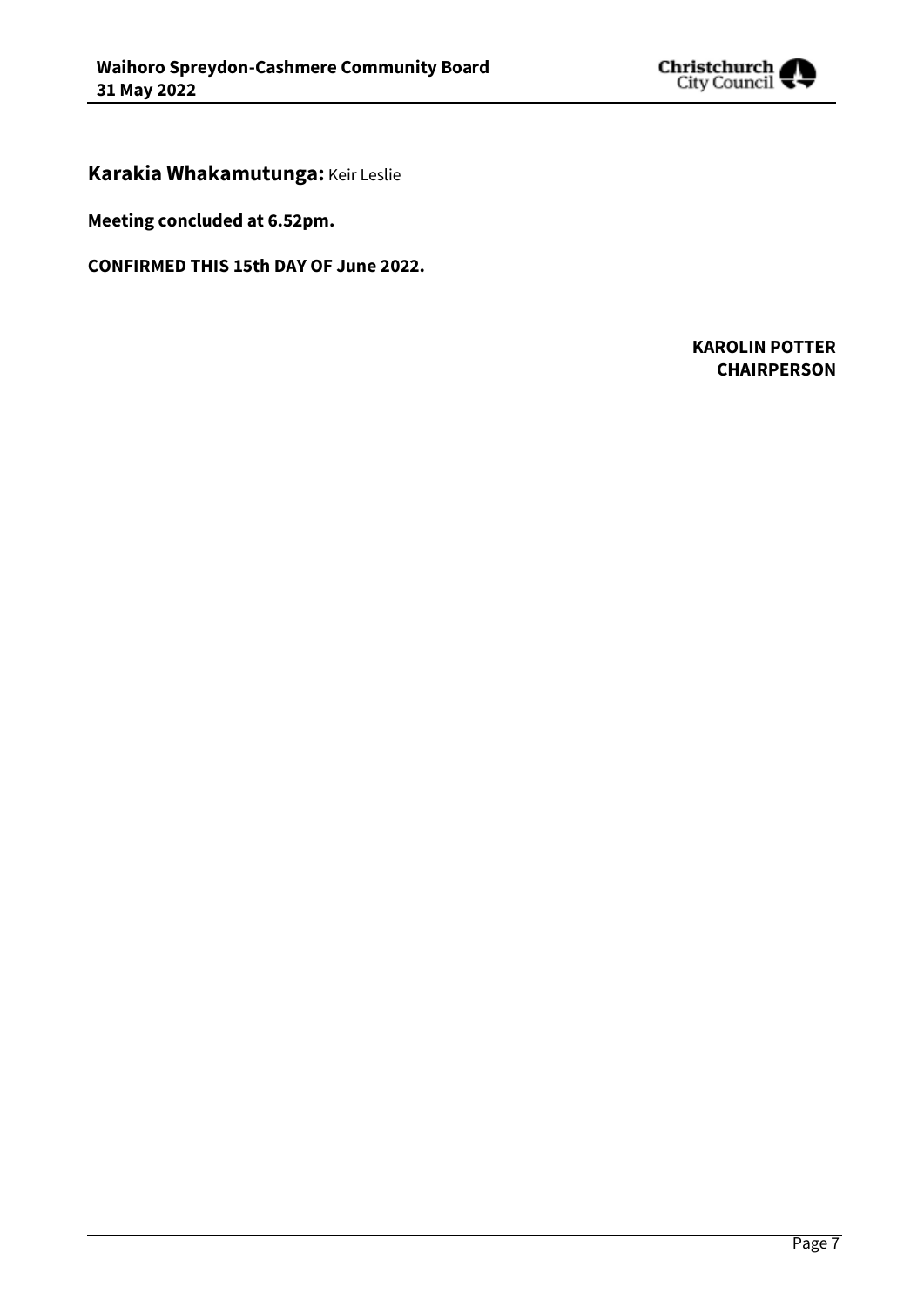**Karakia Whakamutunga:** Keir Leslie

**Meeting concluded at 6.52pm.**

**CONFIRMED THIS 15th DAY OF June 2022.**

**KAROLIN POTTER**
**CHAIRPERSON**